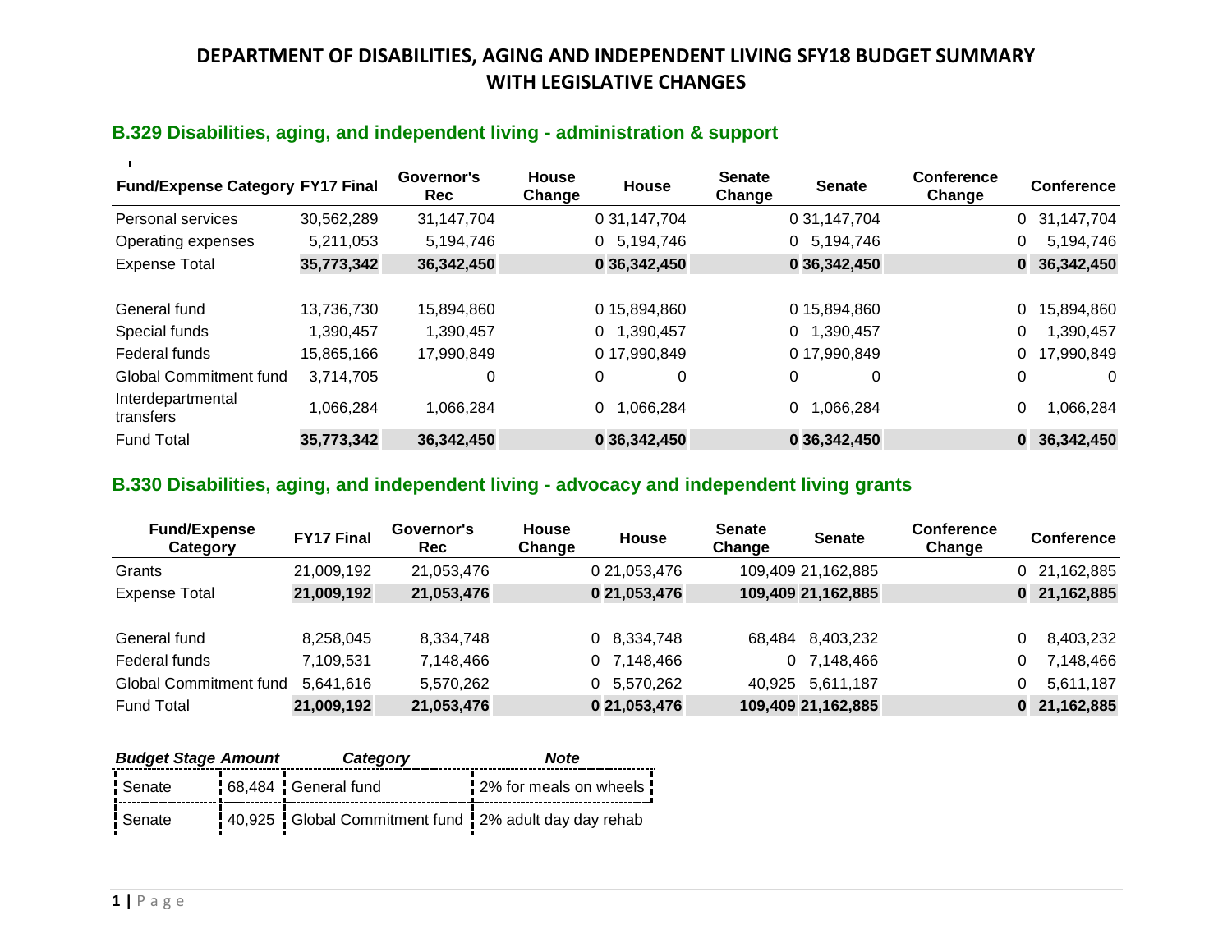# DEPARTMENT OF DISABILITIES, AGING AND INDEPENDENT LIVING SFY18 BUDGET SUMMARY WITH LEGISLATIVE CHANGES

## B.329 Disabilities, aging, and independent living - administration & support

| Fund/Expense Category | FY17 Final | Governor's Rec | House Change | House | Senate Change | Senate | Conference Change | Conference |
|---|---|---|---|---|---|---|---|---|
| Personal services | 30,562,289 | 31,147,704 | 0 | 31,147,704 | 0 | 31,147,704 | 0 | 31,147,704 |
| Operating expenses | 5,211,053 | 5,194,746 | 0 | 5,194,746 | 0 | 5,194,746 | 0 | 5,194,746 |
| Expense Total | **35,773,342** | **36,342,450** | **0** | **36,342,450** | **0** | **36,342,450** | **0** | **36,342,450** |
| | | | | | | | | |
| General fund | 13,736,730 | 15,894,860 | 0 | 15,894,860 | 0 | 15,894,860 | 0 | 15,894,860 |
| Special funds | 1,390,457 | 1,390,457 | 0 | 1,390,457 | 0 | 1,390,457 | 0 | 1,390,457 |
| Federal funds | 15,865,166 | 17,990,849 | 0 | 17,990,849 | 0 | 17,990,849 | 0 | 17,990,849 |
| Global Commitment fund | 3,714,705 | 0 | 0 | 0 | 0 | 0 | 0 | 0 |
| Interdepartmental transfers | 1,066,284 | 1,066,284 | 0 | 1,066,284 | 0 | 1,066,284 | 0 | 1,066,284 |
| Fund Total | **35,773,342** | **36,342,450** | **0** | **36,342,450** | **0** | **36,342,450** | **0** | **36,342,450** |

## B.330 Disabilities, aging, and independent living - advocacy and independent living grants

| Fund/Expense Category | FY17 Final | Governor's Rec | House Change | House | Senate Change | Senate | Conference Change | Conference |
|---|---|---|---|---|---|---|---|---|
| Grants | 21,009,192 | 21,053,476 | 0 | 21,053,476 | 109,409 | 21,162,885 | 0 | 21,162,885 |
| Expense Total | **21,009,192** | **21,053,476** | **0** | **21,053,476** | **109,409** | **21,162,885** | **0** | **21,162,885** |
| | | | | | | | | |
| General fund | 8,258,045 | 8,334,748 | 0 | 8,334,748 | 68,484 | 8,403,232 | 0 | 8,403,232 |
| Federal funds | 7,109,531 | 7,148,466 | 0 | 7,148,466 | 0 | 7,148,466 | 0 | 7,148,466 |
| Global Commitment fund | 5,641,616 | 5,570,262 | 0 | 5,570,262 | 40,925 | 5,611,187 | 0 | 5,611,187 |
| Fund Total | **21,009,192** | **21,053,476** | **0** | **21,053,476** | **109,409** | **21,162,885** | **0** | **21,162,885** |

| *Budget Stage* | *Amount* | *Category* | *Note* |
|---|---|---|---|
| Senate | 68,484 | General fund | 2% for meals on wheels |
| Senate | 40,925 | Global Commitment fund | 2% adult day day rehab |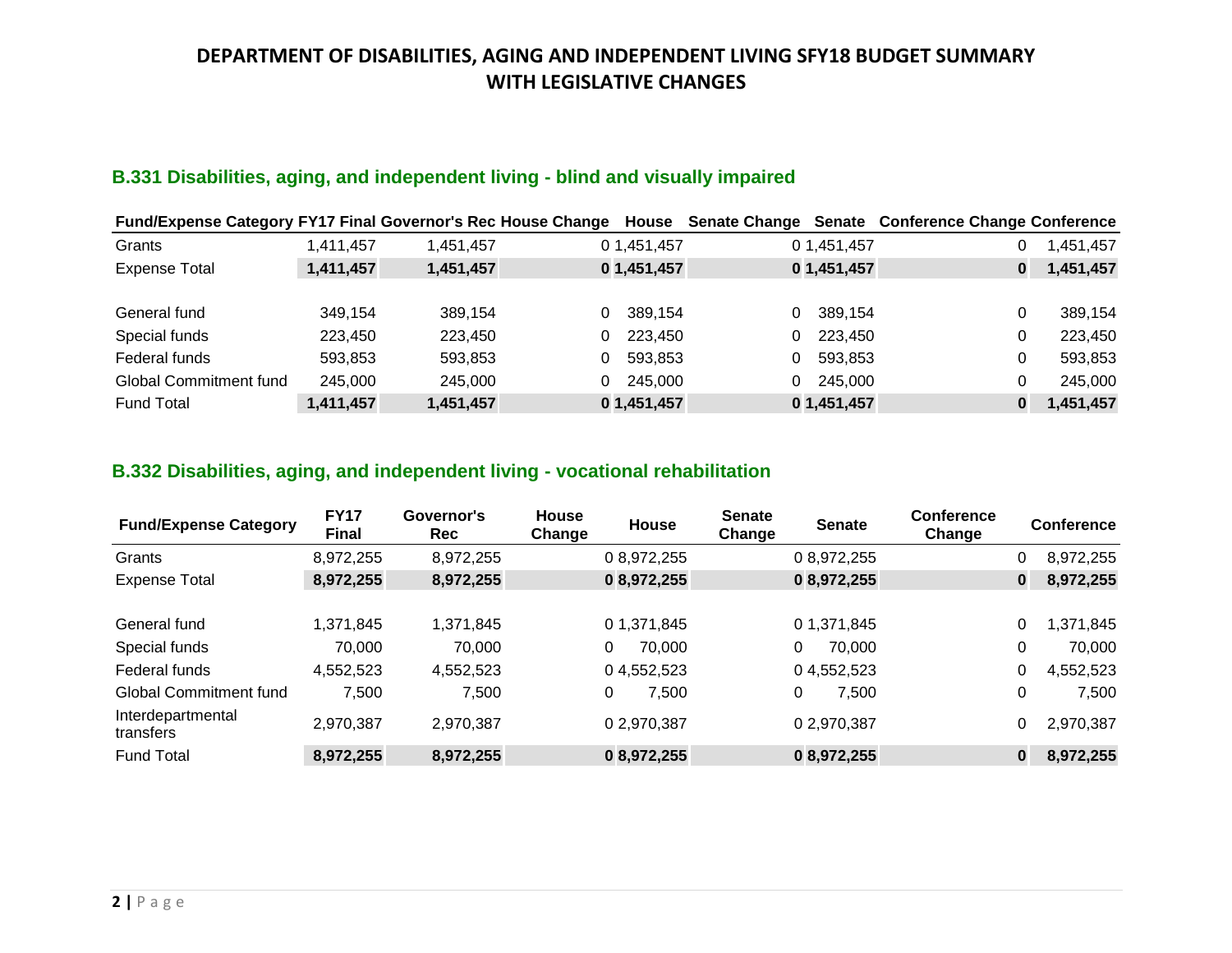# DEPARTMENT OF DISABILITIES, AGING AND INDEPENDENT LIVING SFY18 BUDGET SUMMARY WITH LEGISLATIVE CHANGES

## B.331 Disabilities, aging, and independent living - blind and visually impaired

| Fund/Expense Category | FY17 Final | Governor's Rec | House Change | House | Senate Change | Senate | Conference Change | Conference |
|---|---|---|---|---|---|---|---|---|
| Grants | 1,411,457 | 1,451,457 | 0 | 1,451,457 | 0 | 1,451,457 | 0 | 1,451,457 |
| Expense Total | **1,411,457** | **1,451,457** | **0** | **1,451,457** | **0** | **1,451,457** | **0** | **1,451,457** |
| | | | | | | | | |
| General fund | 349,154 | 389,154 | 0 | 389,154 | 0 | 389,154 | 0 | 389,154 |
| Special funds | 223,450 | 223,450 | 0 | 223,450 | 0 | 223,450 | 0 | 223,450 |
| Federal funds | 593,853 | 593,853 | 0 | 593,853 | 0 | 593,853 | 0 | 593,853 |
| Global Commitment fund | 245,000 | 245,000 | 0 | 245,000 | 0 | 245,000 | 0 | 245,000 |
| Fund Total | **1,411,457** | **1,451,457** | **0** | **1,451,457** | **0** | **1,451,457** | **0** | **1,451,457** |

## B.332 Disabilities, aging, and independent living - vocational rehabilitation

| Fund/Expense Category | FY17 Final | Governor's Rec | House Change | House | Senate Change | Senate | Conference Change | Conference |
|---|---|---|---|---|---|---|---|---|
| Grants | 8,972,255 | 8,972,255 | 0 | 8,972,255 | 0 | 8,972,255 | 0 | 8,972,255 |
| Expense Total | **8,972,255** | **8,972,255** | **0** | **8,972,255** | **0** | **8,972,255** | **0** | **8,972,255** |
| | | | | | | | | |
| General fund | 1,371,845 | 1,371,845 | 0 | 1,371,845 | 0 | 1,371,845 | 0 | 1,371,845 |
| Special funds | 70,000 | 70,000 | 0 | 70,000 | 0 | 70,000 | 0 | 70,000 |
| Federal funds | 4,552,523 | 4,552,523 | 0 | 4,552,523 | 0 | 4,552,523 | 0 | 4,552,523 |
| Global Commitment fund | 7,500 | 7,500 | 0 | 7,500 | 0 | 7,500 | 0 | 7,500 |
| Interdepartmental transfers | 2,970,387 | 2,970,387 | 0 | 2,970,387 | 0 | 2,970,387 | 0 | 2,970,387 |
| Fund Total | **8,972,255** | **8,972,255** | **0** | **8,972,255** | **0** | **8,972,255** | **0** | **8,972,255** |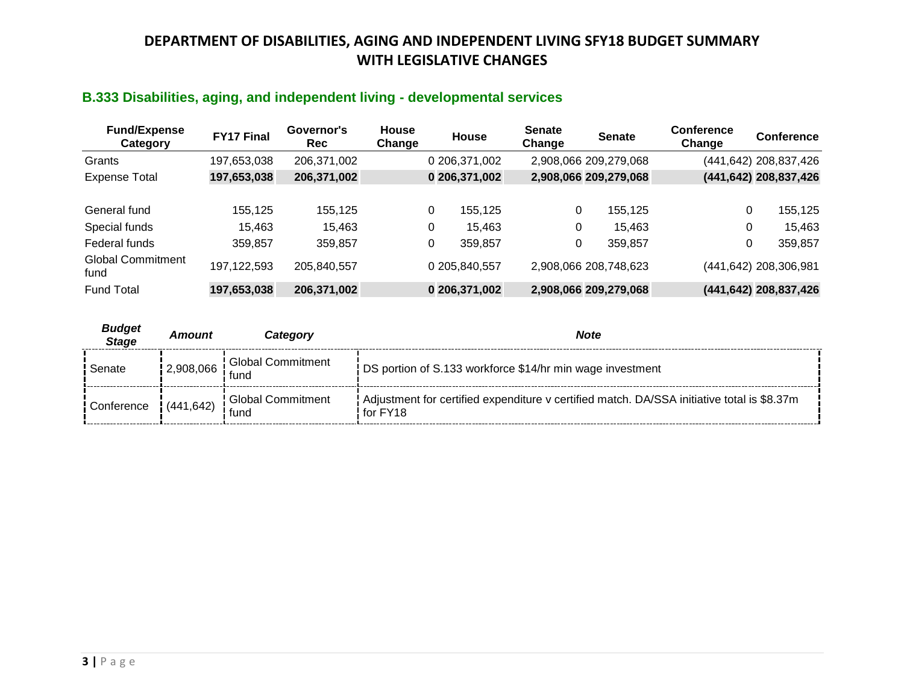# DEPARTMENT OF DISABILITIES, AGING AND INDEPENDENT LIVING SFY18 BUDGET SUMMARY WITH LEGISLATIVE CHANGES

## B.333 Disabilities, aging, and independent living - developmental services

| Fund/Expense Category | FY17 Final | Governor's Rec | House Change | House | Senate Change | Senate | Conference Change | Conference |
|---|---|---|---|---|---|---|---|---|
| Grants | 197,653,038 | 206,371,002 | 0 | 206,371,002 | 2,908,066 | 209,279,068 | (441,642) | 208,837,426 |
| **Expense Total** | **197,653,038** | **206,371,002** | **0** | **206,371,002** | **2,908,066** | **209,279,068** | **(441,642)** | **208,837,426** |
| | | | | | | | | |
| General fund | 155,125 | 155,125 | 0 | 155,125 | 0 | 155,125 | 0 | 155,125 |
| Special funds | 15,463 | 15,463 | 0 | 15,463 | 0 | 15,463 | 0 | 15,463 |
| Federal funds | 359,857 | 359,857 | 0 | 359,857 | 0 | 359,857 | 0 | 359,857 |
| Global Commitment fund | 197,122,593 | 205,840,557 | 0 | 205,840,557 | 2,908,066 | 208,748,623 | (441,642) | 208,306,981 |
| **Fund Total** | **197,653,038** | **206,371,002** | **0** | **206,371,002** | **2,908,066** | **209,279,068** | **(441,642)** | **208,837,426** |

| *Budget Stage* | *Amount* | *Category* | *Note* |
|---|---|---|---|
| Senate | 2,908,066 | Global Commitment fund | DS portion of S.133 workforce $14/hr min wage investment |
| Conference | (441,642) | Global Commitment fund | Adjustment for certified expenditure v certified match. DA/SSA initiative total is $8.37m for FY18 |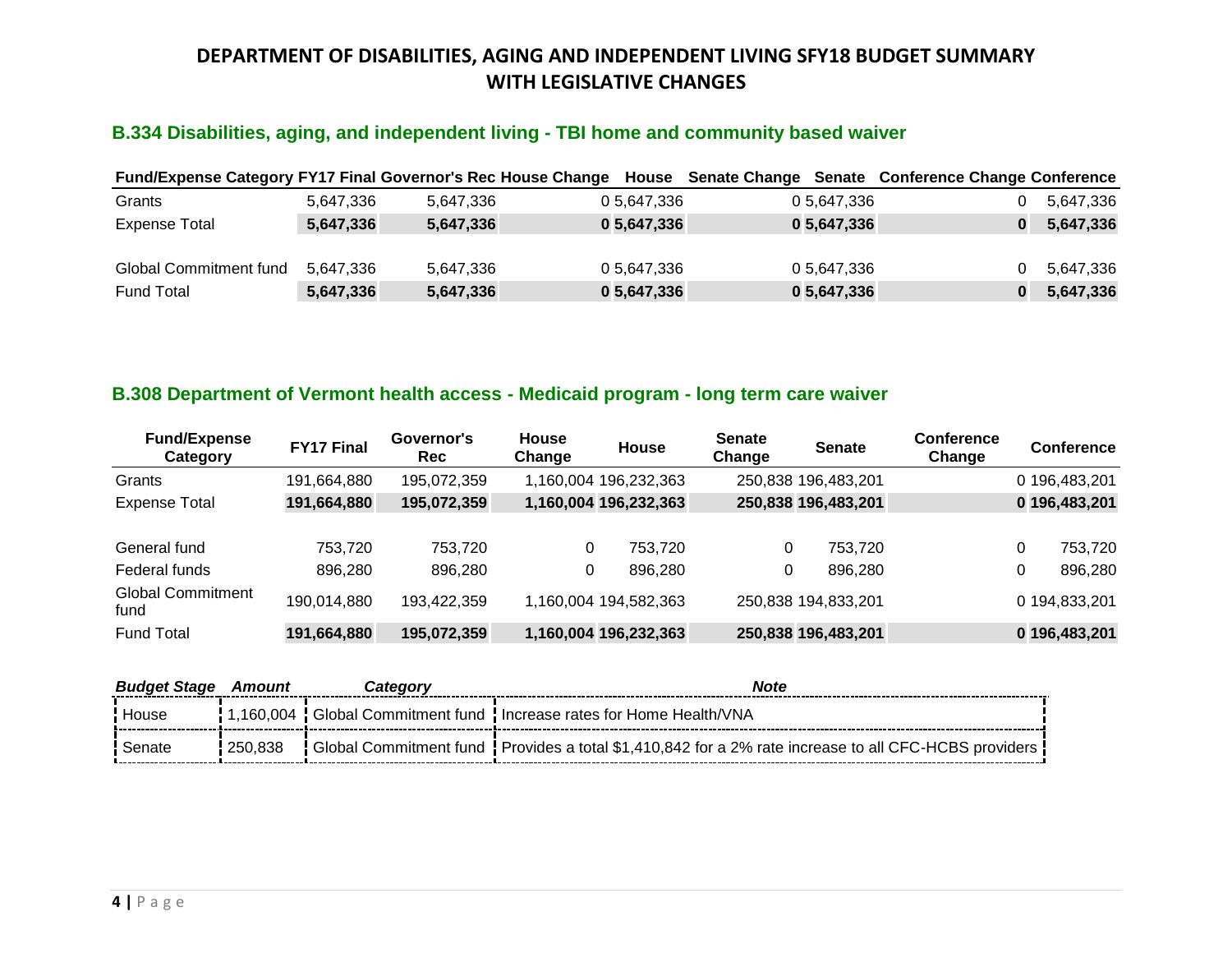# DEPARTMENT OF DISABILITIES, AGING AND INDEPENDENT LIVING SFY18 BUDGET SUMMARY WITH LEGISLATIVE CHANGES

## B.334 Disabilities, aging, and independent living - TBI home and community based waiver

| Fund/Expense Category | FY17 Final | Governor's Rec | House Change | House | Senate Change | Senate | Conference Change | Conference |
|---|---|---|---|---|---|---|---|---|
| Grants | 5,647,336 | 5,647,336 | 0 | 5,647,336 | 0 | 5,647,336 | 0 | 5,647,336 |
| Expense Total | **5,647,336** | **5,647,336** | **0** | **5,647,336** | **0** | **5,647,336** | **0** | **5,647,336** |
| Global Commitment fund | 5,647,336 | 5,647,336 | 0 | 5,647,336 | 0 | 5,647,336 | 0 | 5,647,336 |
| Fund Total | **5,647,336** | **5,647,336** | **0** | **5,647,336** | **0** | **5,647,336** | **0** | **5,647,336** |

## B.308 Department of Vermont health access - Medicaid program - long term care waiver

| Fund/Expense Category | FY17 Final | Governor's Rec | House Change | House | Senate Change | Senate | Conference Change | Conference |
|---|---|---|---|---|---|---|---|---|
| Grants | 191,664,880 | 195,072,359 | 1,160,004 | 196,232,363 | 250,838 | 196,483,201 | 0 | 196,483,201 |
| Expense Total | **191,664,880** | **195,072,359** | **1,160,004** | **196,232,363** | **250,838** | **196,483,201** | **0** | **196,483,201** |
| General fund | 753,720 | 753,720 | 0 | 753,720 | 0 | 753,720 | 0 | 753,720 |
| Federal funds | 896,280 | 896,280 | 0 | 896,280 | 0 | 896,280 | 0 | 896,280 |
| Global Commitment fund | 190,014,880 | 193,422,359 | 1,160,004 | 194,582,363 | 250,838 | 194,833,201 | 0 | 194,833,201 |
| Fund Total | **191,664,880** | **195,072,359** | **1,160,004** | **196,232,363** | **250,838** | **196,483,201** | **0** | **196,483,201** |

| *Budget Stage* | *Amount* | *Category* | *Note* |
|---|---|---|---|
| House | 1,160,004 | Global Commitment fund | Increase rates for Home Health/VNA |
| Senate | 250,838 | Global Commitment fund | Provides a total $1,410,842 for a 2% rate increase to all CFC-HCBS providers |